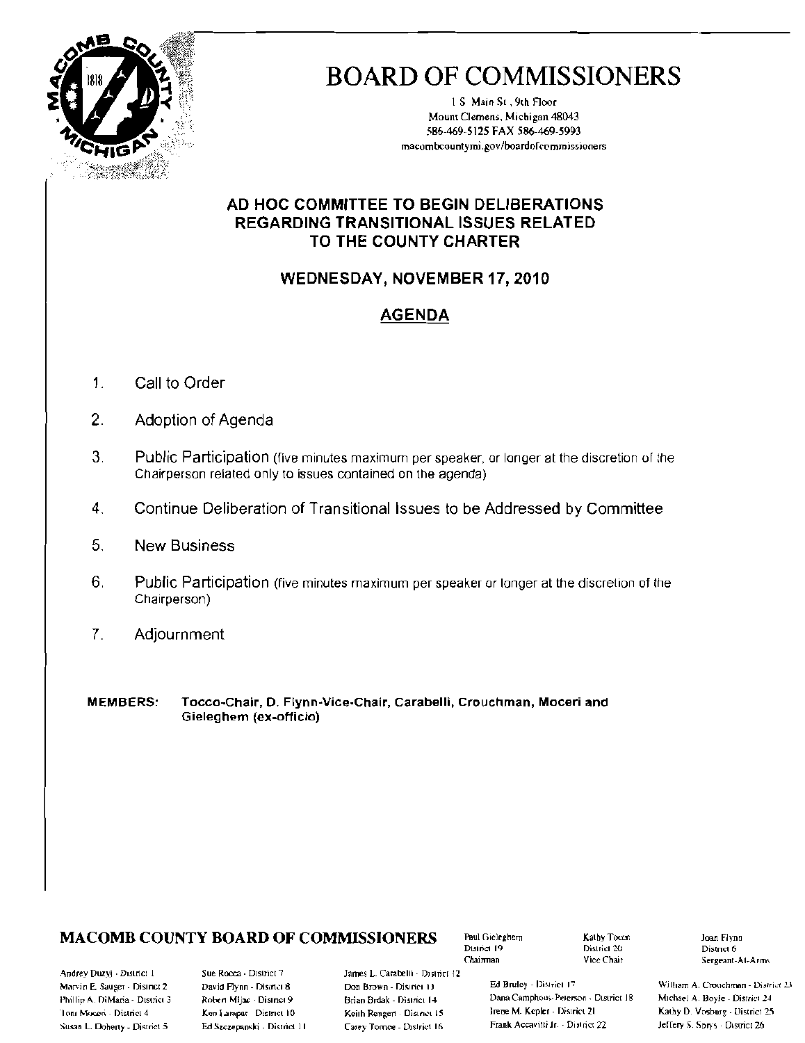# BOARD OF COMMISSIONERS

1 S. Main St., 9th Floor
Mount Clemens, Michigan 48043
586-469-5125 FAX 586-469-5993
macombcountymi.gov/boardofcommissioners

## AD HOC COMMITTEE TO BEGIN DELIBERATIONS REGARDING TRANSITIONAL ISSUES RELATED TO THE COUNTY CHARTER

### WEDNESDAY, NOVEMBER 17, 2010

### AGENDA

1. Call to Order
2. Adoption of Agenda
3. Public Participation (five minutes maximum per speaker, or longer at the discretion of the Chairperson related only to issues contained on the agenda)
4. Continue Deliberation of Transitional Issues to be Addressed by Committee
5. New Business
6. Public Participation (five minutes maximum per speaker or longer at the discretion of the Chairperson)
7. Adjournment

**MEMBERS: Tocco-Chair, D. Flynn-Vice-Chair, Carabelli, Crouchman, Moceri and Gieleghem (ex-officio)**

**MACOMB COUNTY BOARD OF COMMISSIONERS**

Paul Gieleghem - District 19 - Chairman
Kathy Tocco - District 20 - Vice Chair
Joan Flynn - District 6 - Sergeant-At-Arms

Andrey Duzyj - District 1
Marvin E. Sauger - District 2
Phillip A. DiMaria - District 3
Toni Moceri - District 4
Susan L. Doherty - District 5
Sue Rocca - District 7
David Flynn - District 8
Robert Mijac - District 9
Ken Lampar - District 10
Ed Szczepanski - District 11
James L. Carabelli - District 12
Don Brown - District 13
Brian Brdak - District 14
Keith Rengert - District 15
Carey Torrice - District 16
Ed Bruley - District 17
Dana Camphous-Peterson - District 18
Irene M. Kepler - District 21
Frank Accavitti Jr. - District 22
William A. Crouchman - District 23
Michael A. Boyle - District 24
Kathy D. Vosburg - District 25
Jeffery S. Sprys - District 26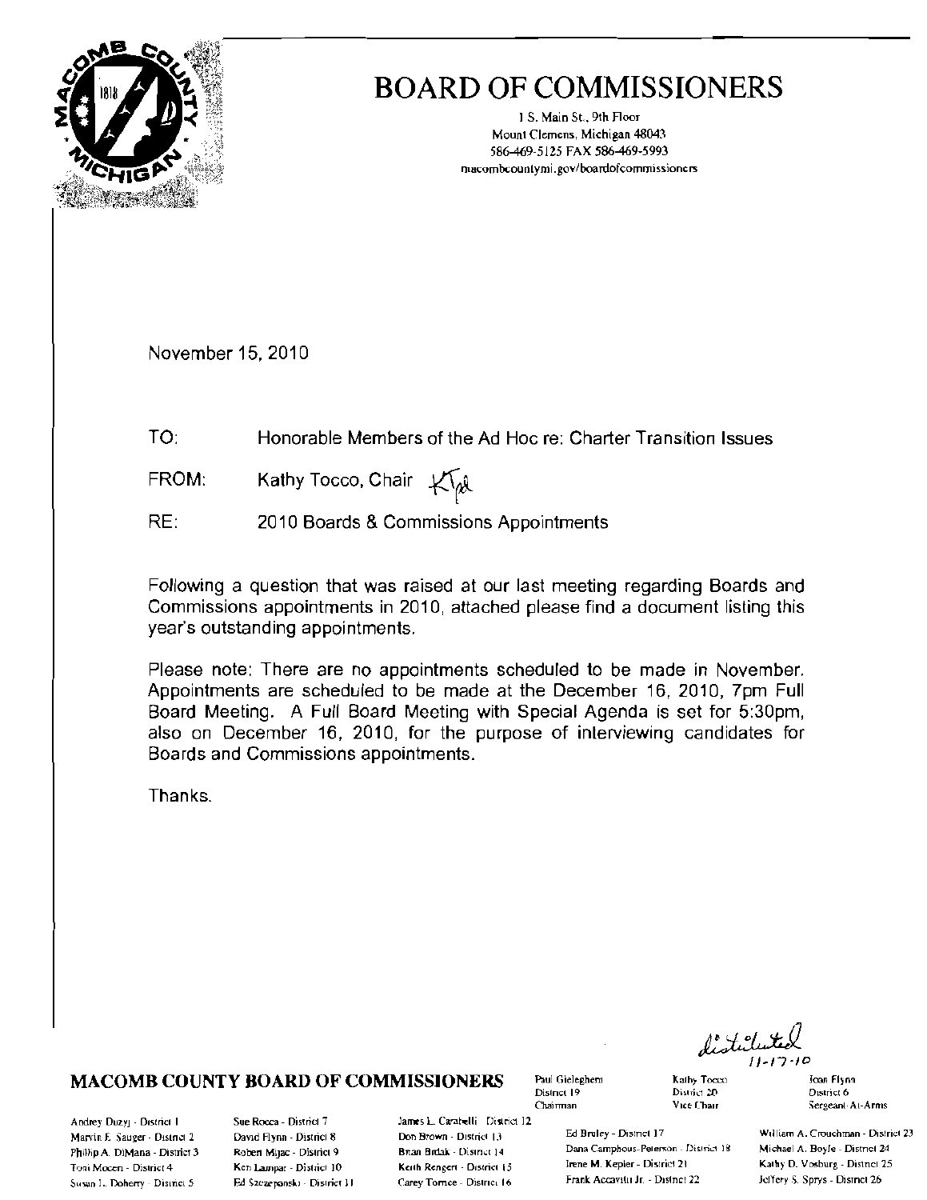# BOARD OF COMMISSIONERS

1 S. Main St., 9th Floor
Mount Clemens, Michigan 48043
586-469-5125 FAX 586-469-5993
macombcountymi.gov/boardofcommissioners

November 15, 2010

TO: Honorable Members of the Ad Hoc re: Charter Transition Issues

FROM: Kathy Tocco, Chair KT/pl

RE: 2010 Boards & Commissions Appointments

Following a question that was raised at our last meeting regarding Boards and Commissions appointments in 2010, attached please find a document listing this year's outstanding appointments.

Please note: There are no appointments scheduled to be made in November. Appointments are scheduled to be made at the December 16, 2010, 7pm Full Board Meeting. A Full Board Meeting with Special Agenda is set for 5:30pm, also on December 16, 2010, for the purpose of interviewing candidates for Boards and Commissions appointments.

Thanks.

distributed 11-17-10

**MACOMB COUNTY BOARD OF COMMISSIONERS**

Paul Gieleghem, District 19, Chairman
Kathy Tocco, District 20, Vice Chair
Joan Flynn, District 6, Sergeant-At-Arms

Andrey Duzyj - District 1
Marvin E. Sauger - District 2
Phillip A. DiMaria - District 3
Toni Moceri - District 4
Susan L. Doherty - District 5
Sue Rocca - District 7
David Flynn - District 8
Robert Mijac - District 9
Ken Lampar - District 10
Ed Szczepanski - District 11
James L. Carabelli - District 12
Don Brown - District 13
Brian Brdak - District 14
Keith Rengert - District 15
Carey Torrice - District 16
Ed Bruley - District 17
Dana Camphous-Peterson - District 18
Irene M. Kepler - District 21
Frank Accavitti Jr. - District 22
William A. Crouchman - District 23
Michael A. Boyle - District 24
Kathy D. Vosburg - District 25
Jeffery S. Sprys - District 26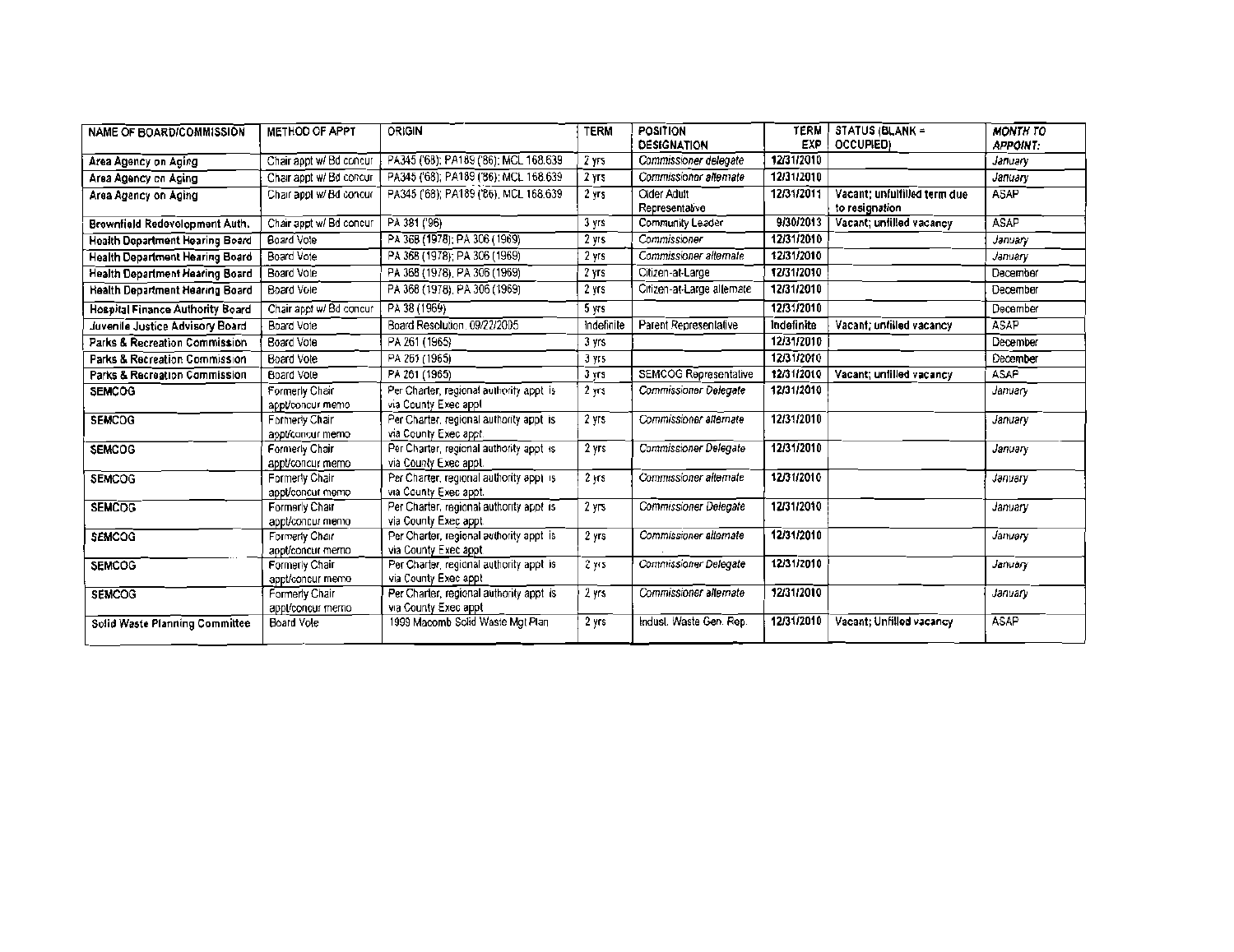| NAME OF BOARD/COMMISSION | METHOD OF APPT | ORIGIN | TERM | POSITION DESIGNATION | TERM EXP | STATUS (BLANK = OCCUPIED) | *MONTH TO APPOINT:* |
|---|---|---|---|---|---|---|---|
| **Area Agency on Aging** | Chair appt w/ Bd concur | PA345 ('68); PA189 ('86); MCL 168.639 | 2 yrs | *Commissioner delegate* | **12/31/2010** | | *January* |
| **Area Agency on Aging** | Chair appt w/ Bd concur | PA345 ('68); PA189 ('86); MCL 168.639 | 2 yrs | *Commissioner alternate* | **12/31/2010** | | *January* |
| **Area Agency on Aging** | Chair appt w/ Bd concur | PA345 ('68); PA189 ('86); MCL 168.639 | 2 yrs | Older Adult Representative | **12/31/2011** | **Vacant; unfulfilled term due to resignation** | ASAP |
| **Brownfield Redevelopment Auth.** | Chair appt w/ Bd concur | PA 381 ('96) | 3 yrs | Community Leader | **9/30/2013** | **Vacant; unfilled vacancy** | ASAP |
| **Health Department Hearing Board** | Board Vote | PA 368 (1978); PA 306 (1969) | 2 yrs | *Commissioner* | **12/31/2010** | | *January* |
| **Health Department Hearing Board** | Board Vote | PA 368 (1978); PA 306 (1969) | 2 yrs | *Commissioner alternate* | **12/31/2010** | | *January* |
| **Health Department Hearing Board** | Board Vote | PA 368 (1978); PA 306 (1969) | 2 yrs | Citizen-at-Large | **12/31/2010** | | December |
| **Health Department Hearing Board** | Board Vote | PA 368 (1978); PA 306 (1969) | 2 yrs | Citizen-at-Large alternate | **12/31/2010** | | December |
| **Hospital Finance Authority Board** | Chair appt w/ Bd concur | PA 38 (1969) | 5 yrs | | **12/31/2010** | | December |
| **Juvenile Justice Advisory Board** | Board Vote | Board Resolution. 09/22/2005 | Indefinite | Parent Representative | **Indefinite** | **Vacant; unfilled vacancy** | ASAP |
| **Parks & Recreation Commission** | Board Vote | PA 261 (1965) | 3 yrs | | **12/31/2010** | | December |
| **Parks & Recreation Commission** | Board Vote | PA 261 (1965) | 3 yrs | | **12/31/2010** | | December |
| **Parks & Recreation Commission** | Board Vote | PA 261 (1965) | 3 yrs | SEMCOG Representative | **12/31/2010** | **Vacant; unfilled vacancy** | ASAP |
| **SEMCOG** | Formerly Chair appt/concur memo | Per Charter, regional authority appt is via County Exec appt | 2 yrs | *Commissioner Delegate* | **12/31/2010** | | *January* |
| **SEMCOG** | Formerly Chair appt/concur memo | Per Charter, regional authority appt is via County Exec appt | 2 yrs | *Commissioner alternate* | **12/31/2010** | | *January* |
| **SEMCOG** | Formerly Chair appt/concur memo | Per Charter, regional authority appt is via County Exec appt | 2 yrs | *Commissioner Delegate* | **12/31/2010** | | *January* |
| **SEMCOG** | Formerly Chair appt/concur memo | Per Charter, regional authority appt is via County Exec appt | 2 yrs | *Commissioner alternate* | **12/31/2010** | | *January* |
| **SEMCOG** | Formerly Chair appt/concur memo | Per Charter, regional authority appt is via County Exec appt | 2 yrs | *Commissioner Delegate* | **12/31/2010** | | *January* |
| **SEMCOG** | Formerly Chair appt/concur memo | Per Charter, regional authority appt is via County Exec appt | 2 yrs | *Commissioner alternate* | **12/31/2010** | | *January* |
| **SEMCOG** | Formerly Chair appt/concur memo | Per Charter, regional authority appt is via County Exec appt | 2 yrs | *Commissioner Delegate* | **12/31/2010** | | *January* |
| **SEMCOG** | Formerly Chair appt/concur memo | Per Charter, regional authority appt is via County Exec appt | 2 yrs | *Commissioner alternate* | **12/31/2010** | | *January* |
| **Solid Waste Planning Committee** | Board Vote | 1999 Macomb Solid Waste Mgt Plan | 2 yrs | Indust. Waste Gen. Rep. | **12/31/2010** | **Vacant; Unfilled vacancy** | ASAP |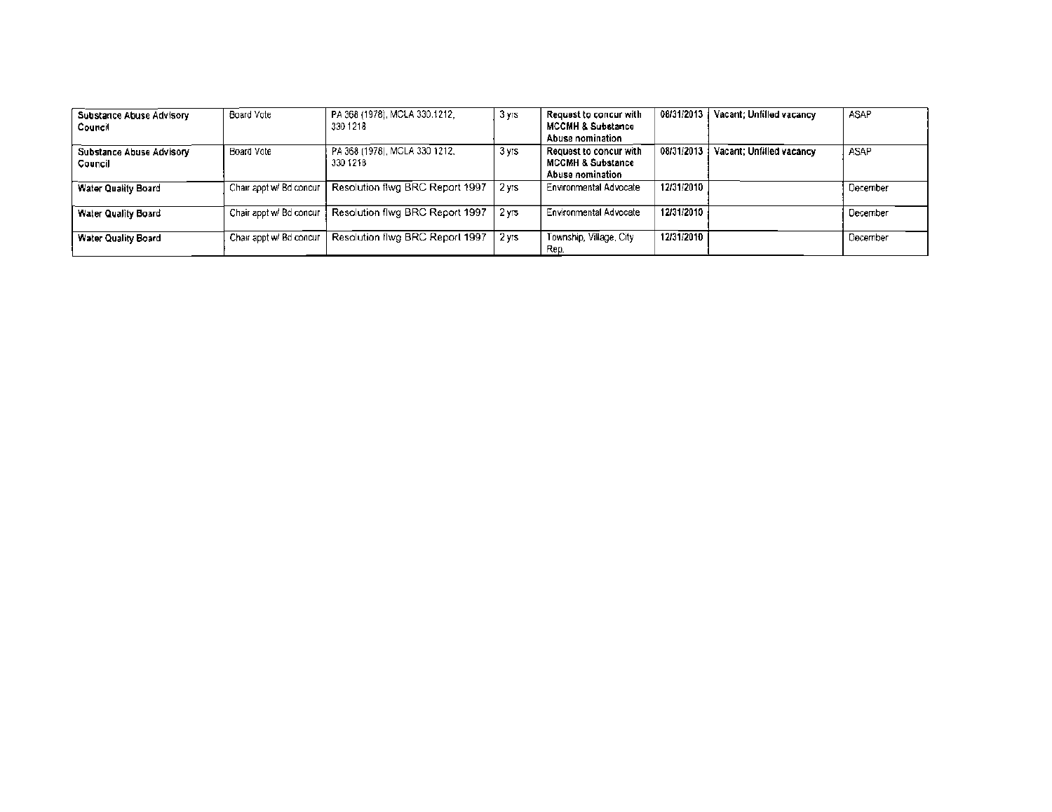| | | | | | | | |
|---|---|---|---|---|---|---|---|
| **Substance Abuse Advisory Council** | Board Vote | PA 368 (1978), MCLA 330.1212, 330.1218 | 3 yrs | **Request to concur with MCCMH & Substance Abuse nomination** | **08/31/2013** | **Vacant; Unfilled vacancy** | ASAP |
| **Substance Abuse Advisory Council** | Board Vote | PA 368 (1978), MCLA 330.1212, 330.1218 | 3 yrs | **Request to concur with MCCMH & Substance Abuse nomination** | **08/31/2013** | **Vacant; Unfilled vacancy** | ASAP |
| **Water Quality Board** | Chair appt w/ Bd concur | Resolution flwg BRC Report 1997 | 2 yrs | Environmental Advocate | **12/31/2010** | | December |
| **Water Quality Board** | Chair appt w/ Bd concur | Resolution flwg BRC Report 1997 | 2 yrs | Environmental Advocate | **12/31/2010** | | December |
| **Water Quality Board** | Chair appt w/ Bd concur | Resolution flwg BRC Report 1997 | 2 yrs | Township, Village, City Rep. | **12/31/2010** | | December |